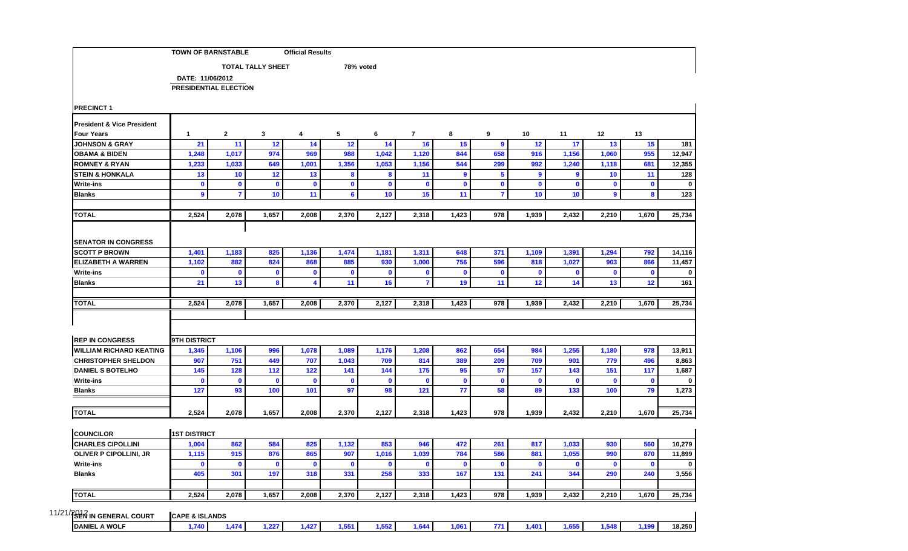TOWN OF BARNSTABLE Official Results

TOTAL TALLY SHEET 78% voted

DATE: 11/06/2012

PRESIDENTIAL ELECTION

PRECINCT 1

| President & Vice President Four Years | 1 | 2 | 3 | 4 | 5 | 6 | 7 | 8 | 9 | 10 | 11 | 12 | 13 | |
|---|---|---|---|---|---|---|---|---|---|---|---|---|---|---|
| JOHNSON & GRAY | 21 | 11 | 12 | 14 | 12 | 14 | 16 | 15 | 9 | 12 | 17 | 13 | 15 | 181 |
| OBAMA & BIDEN | 1,248 | 1,017 | 974 | 969 | 988 | 1,042 | 1,120 | 844 | 658 | 916 | 1,156 | 1,060 | 955 | 12,947 |
| ROMNEY & RYAN | 1,233 | 1,033 | 649 | 1,001 | 1,356 | 1,053 | 1,156 | 544 | 299 | 992 | 1,240 | 1,118 | 681 | 12,355 |
| STEIN & HONKALA | 13 | 10 | 12 | 13 | 8 | 8 | 11 | 9 | 5 | 9 | 9 | 10 | 11 | 128 |
| Write-ins | 0 | 0 | 0 | 0 | 0 | 0 | 0 | 0 | 0 | 0 | 0 | 0 | 0 | 0 |
| Blanks | 9 | 7 | 10 | 11 | 6 | 10 | 15 | 11 | 7 | 10 | 10 | 9 | 8 | 123 |
| TOTAL | 2,524 | 2,078 | 1,657 | 2,008 | 2,370 | 2,127 | 2,318 | 1,423 | 978 | 1,939 | 2,432 | 2,210 | 1,670 | 25,734 |

| SENATOR IN CONGRESS | | | | | | | | | | | | | | |
|---|---|---|---|---|---|---|---|---|---|---|---|---|---|---|
| SCOTT P BROWN | 1,401 | 1,183 | 825 | 1,136 | 1,474 | 1,181 | 1,311 | 648 | 371 | 1,109 | 1,391 | 1,294 | 792 | 14,116 |
| ELIZABETH A WARREN | 1,102 | 882 | 824 | 868 | 885 | 930 | 1,000 | 756 | 596 | 818 | 1,027 | 903 | 866 | 11,457 |
| Write-ins | 0 | 0 | 0 | 0 | 0 | 0 | 0 | 0 | 0 | 0 | 0 | 0 | 0 | 0 |
| Blanks | 21 | 13 | 8 | 4 | 11 | 16 | 7 | 19 | 11 | 12 | 14 | 13 | 12 | 161 |
| TOTAL | 2,524 | 2,078 | 1,657 | 2,008 | 2,370 | 2,127 | 2,318 | 1,423 | 978 | 1,939 | 2,432 | 2,210 | 1,670 | 25,734 |

| REP IN CONGRESS | 9TH DISTRICT | | | | | | | | | | | | | |
|---|---|---|---|---|---|---|---|---|---|---|---|---|---|---|
| WILLIAM RICHARD KEATING | 1,345 | 1,106 | 996 | 1,078 | 1,089 | 1,176 | 1,208 | 862 | 654 | 984 | 1,255 | 1,180 | 978 | 13,911 |
| CHRISTOPHER SHELDON | 907 | 751 | 449 | 707 | 1,043 | 709 | 814 | 389 | 209 | 709 | 901 | 779 | 496 | 8,863 |
| DANIEL S BOTELHO | 145 | 128 | 112 | 122 | 141 | 144 | 175 | 95 | 57 | 157 | 143 | 151 | 117 | 1,687 |
| Write-ins | 0 | 0 | 0 | 0 | 0 | 0 | 0 | 0 | 0 | 0 | 0 | 0 | 0 | 0 |
| Blanks | 127 | 93 | 100 | 101 | 97 | 98 | 121 | 77 | 58 | 89 | 133 | 100 | 79 | 1,273 |
| TOTAL | 2,524 | 2,078 | 1,657 | 2,008 | 2,370 | 2,127 | 2,318 | 1,423 | 978 | 1,939 | 2,432 | 2,210 | 1,670 | 25,734 |

| COUNCILOR | 1ST DISTRICT | | | | | | | | | | | | | |
|---|---|---|---|---|---|---|---|---|---|---|---|---|---|---|
| CHARLES CIPOLLINI | 1,004 | 862 | 584 | 825 | 1,132 | 853 | 946 | 472 | 261 | 817 | 1,033 | 930 | 560 | 10,279 |
| OLIVER P CIPOLLINI, JR | 1,115 | 915 | 876 | 865 | 907 | 1,016 | 1,039 | 784 | 586 | 881 | 1,055 | 990 | 870 | 11,899 |
| Write-ins | 0 | 0 | 0 | 0 | 0 | 0 | 0 | 0 | 0 | 0 | 0 | 0 | 0 | 0 |
| Blanks | 405 | 301 | 197 | 318 | 331 | 258 | 333 | 167 | 131 | 241 | 344 | 290 | 240 | 3,556 |
| TOTAL | 2,524 | 2,078 | 1,657 | 2,008 | 2,370 | 2,127 | 2,318 | 1,423 | 978 | 1,939 | 2,432 | 2,210 | 1,670 | 25,734 |

| SEN IN GENERAL COURT | CAPE & ISLANDS | | | | | | | | | | | | | |
|---|---|---|---|---|---|---|---|---|---|---|---|---|---|---|
| DANIEL A WOLF | 1,740 | 1,474 | 1,227 | 1,427 | 1,551 | 1,552 | 1,644 | 1,061 | 771 | 1,401 | 1,655 | 1,548 | 1,199 | 18,250 |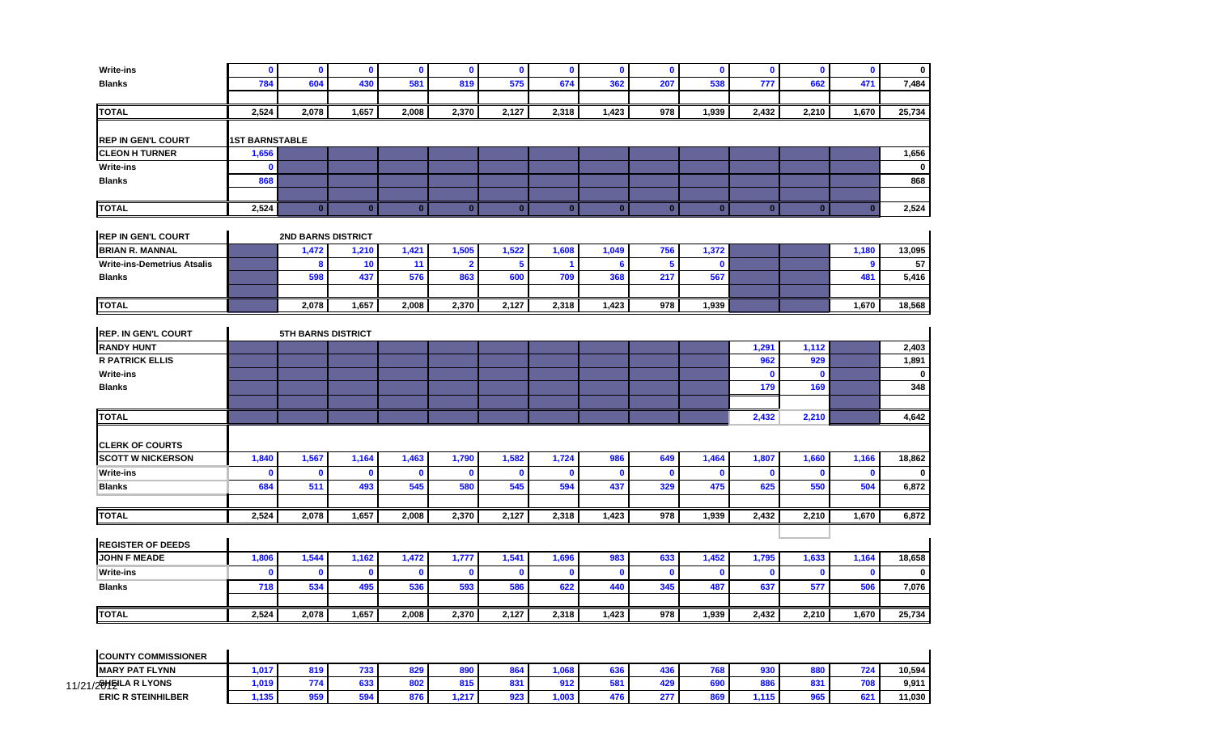| | | | | | | | | | | | | | | |
|---|---|---|---|---|---|---|---|---|---|---|---|---|---|---|
| Write-ins | 0 | 0 | 0 | 0 | 0 | 0 | 0 | 0 | 0 | 0 | 0 | 0 | 0 | 0 |
| Blanks | 784 | 604 | 430 | 581 | 819 | 575 | 674 | 362 | 207 | 538 | 777 | 662 | 471 | 7,484 |
| TOTAL | 2,524 | 2,078 | 1,657 | 2,008 | 2,370 | 2,127 | 2,318 | 1,423 | 978 | 1,939 | 2,432 | 2,210 | 1,670 | 25,734 |
| REP IN GEN'L COURT | 1ST BARNSTABLE | | | | | | | | | | | | | |
| CLEON H TURNER | 1,656 | | | | | | | | | | | | | 1,656 |
| Write-ins | 0 | | | | | | | | | | | | | 0 |
| Blanks | 868 | | | | | | | | | | | | | 868 |
| TOTAL | 2,524 | 0 | 0 | 0 | 0 | 0 | 0 | 0 | 0 | 0 | 0 | 0 | 0 | 2,524 |
| REP IN GEN'L COURT | | 2ND BARNS DISTRICT | | | | | | | | | | | | |
| BRIAN R. MANNAL | | 1,472 | 1,210 | 1,421 | 1,505 | 1,522 | 1,608 | 1,049 | 756 | 1,372 | | | 1,180 | 13,095 |
| Write-ins-Demetrius Atsalis | | 8 | 10 | 11 | 2 | 5 | 1 | 6 | 5 | 0 | | | 9 | 57 |
| Blanks | | 598 | 437 | 576 | 863 | 600 | 709 | 368 | 217 | 567 | | | 481 | 5,416 |
| TOTAL | | 2,078 | 1,657 | 2,008 | 2,370 | 2,127 | 2,318 | 1,423 | 978 | 1,939 | | | 1,670 | 18,568 |
| REP. IN GEN'L COURT | | 5TH BARNS DISTRICT | | | | | | | | | | | | |
| RANDY HUNT | | | | | | | | | | | 1,291 | 1,112 | | 2,403 |
| R PATRICK ELLIS | | | | | | | | | | | 962 | 929 | | 1,891 |
| Write-ins | | | | | | | | | | | 0 | 0 | | 0 |
| Blanks | | | | | | | | | | | 179 | 169 | | 348 |
| TOTAL | | | | | | | | | | | 2,432 | 2,210 | | 4,642 |
| CLERK OF COURTS | | | | | | | | | | | | | | |
| SCOTT W NICKERSON | 1,840 | 1,567 | 1,164 | 1,463 | 1,790 | 1,582 | 1,724 | 986 | 649 | 1,464 | 1,807 | 1,660 | 1,166 | 18,862 |
| Write-ins | 0 | 0 | 0 | 0 | 0 | 0 | 0 | 0 | 0 | 0 | 0 | 0 | 0 | 0 |
| Blanks | 684 | 511 | 493 | 545 | 580 | 545 | 594 | 437 | 329 | 475 | 625 | 550 | 504 | 6,872 |
| TOTAL | 2,524 | 2,078 | 1,657 | 2,008 | 2,370 | 2,127 | 2,318 | 1,423 | 978 | 1,939 | 2,432 | 2,210 | 1,670 | 6,872 |
| REGISTER OF DEEDS | | | | | | | | | | | | | | |
| JOHN F MEADE | 1,806 | 1,544 | 1,162 | 1,472 | 1,777 | 1,541 | 1,696 | 983 | 633 | 1,452 | 1,795 | 1,633 | 1,164 | 18,658 |
| Write-ins | 0 | 0 | 0 | 0 | 0 | 0 | 0 | 0 | 0 | 0 | 0 | 0 | 0 | 0 |
| Blanks | 718 | 534 | 495 | 536 | 593 | 586 | 622 | 440 | 345 | 487 | 637 | 577 | 506 | 7,076 |
| TOTAL | 2,524 | 2,078 | 1,657 | 2,008 | 2,370 | 2,127 | 2,318 | 1,423 | 978 | 1,939 | 2,432 | 2,210 | 1,670 | 25,734 |
| COUNTY COMMISSIONER | | | | | | | | | | | | | | |
| MARY PAT FLYNN | 1,017 | 819 | 733 | 829 | 890 | 864 | 1,068 | 636 | 436 | 768 | 930 | 880 | 724 | 10,594 |
| SHEILA R LYONS | 1,019 | 774 | 633 | 802 | 815 | 831 | 912 | 581 | 429 | 690 | 886 | 831 | 708 | 9,911 |
| ERIC R STEINHILBER | 1,135 | 959 | 594 | 876 | 1,217 | 923 | 1,003 | 476 | 277 | 869 | 1,115 | 965 | 621 | 11,030 |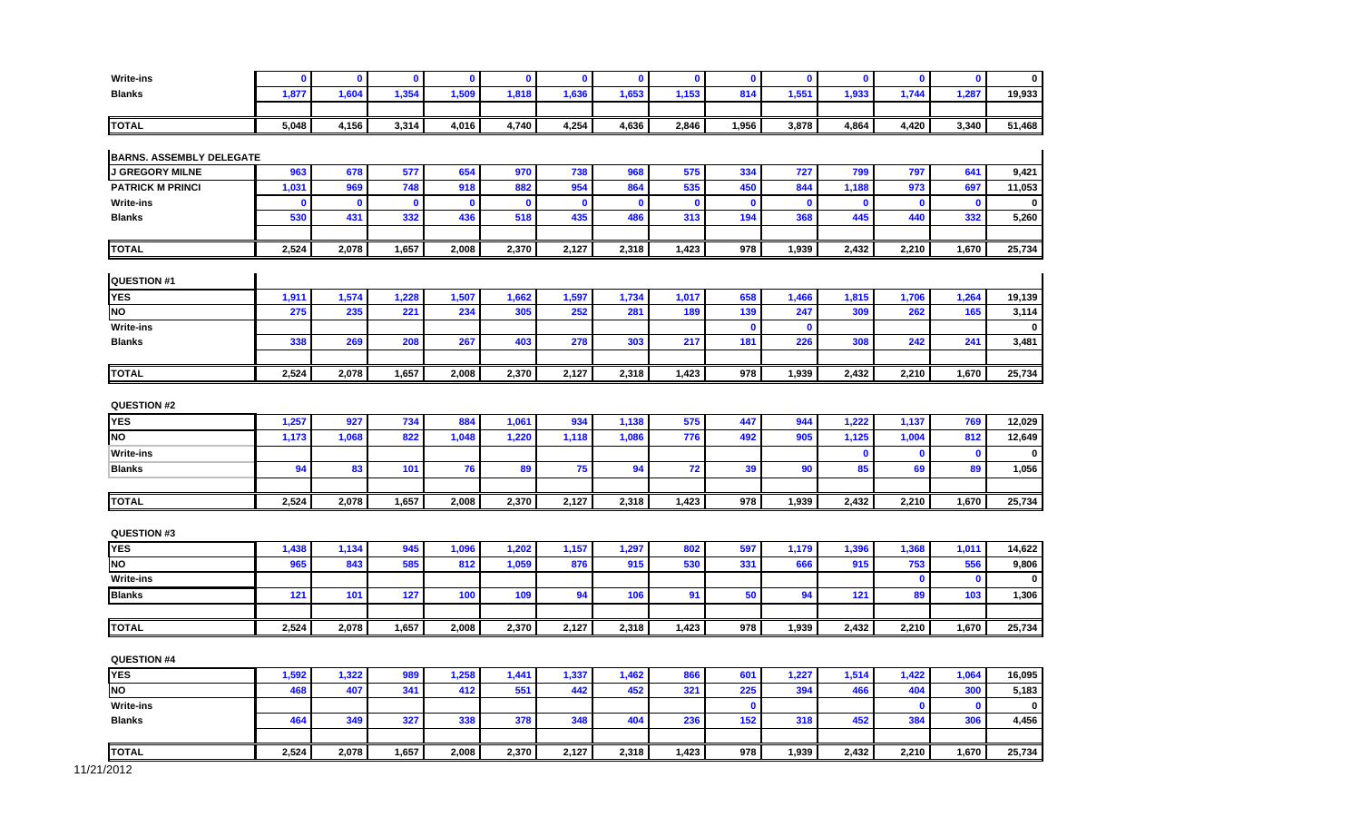| | | | | | | | | | | | | | | |
|---|---|---|---|---|---|---|---|---|---|---|---|---|---|---|
| Write-ins | 0 | 0 | 0 | 0 | 0 | 0 | 0 | 0 | 0 | 0 | 0 | 0 | 0 | 0 |
| Blanks | 1,877 | 1,604 | 1,354 | 1,509 | 1,818 | 1,636 | 1,653 | 1,153 | 814 | 1,551 | 1,933 | 1,744 | 1,287 | 19,933 |
| | | | | | | | | | | | | | | |
| TOTAL | 5,048 | 4,156 | 3,314 | 4,016 | 4,740 | 4,254 | 4,636 | 2,846 | 1,956 | 3,878 | 4,864 | 4,420 | 3,340 | 51,468 |

| BARNS. ASSEMBLY DELEGATE | | | | | | | | | | | | | | |
|---|---|---|---|---|---|---|---|---|---|---|---|---|---|---|
| J GREGORY MILNE | 963 | 678 | 577 | 654 | 970 | 738 | 968 | 575 | 334 | 727 | 799 | 797 | 641 | 9,421 |
| PATRICK M PRINCI | 1,031 | 969 | 748 | 918 | 882 | 954 | 864 | 535 | 450 | 844 | 1,188 | 973 | 697 | 11,053 |
| Write-ins | 0 | 0 | 0 | 0 | 0 | 0 | 0 | 0 | 0 | 0 | 0 | 0 | 0 | 0 |
| Blanks | 530 | 431 | 332 | 436 | 518 | 435 | 486 | 313 | 194 | 368 | 445 | 440 | 332 | 5,260 |
| | | | | | | | | | | | | | | |
| TOTAL | 2,524 | 2,078 | 1,657 | 2,008 | 2,370 | 2,127 | 2,318 | 1,423 | 978 | 1,939 | 2,432 | 2,210 | 1,670 | 25,734 |

| QUESTION #1 | | | | | | | | | | | | | | |
|---|---|---|---|---|---|---|---|---|---|---|---|---|---|---|
| YES | 1,911 | 1,574 | 1,228 | 1,507 | 1,662 | 1,597 | 1,734 | 1,017 | 658 | 1,466 | 1,815 | 1,706 | 1,264 | 19,139 |
| NO | 275 | 235 | 221 | 234 | 305 | 252 | 281 | 189 | 139 | 247 | 309 | 262 | 165 | 3,114 |
| Write-ins | | | | | | | | | 0 | 0 | | | | 0 |
| Blanks | 338 | 269 | 208 | 267 | 403 | 278 | 303 | 217 | 181 | 226 | 308 | 242 | 241 | 3,481 |
| | | | | | | | | | | | | | | |
| TOTAL | 2,524 | 2,078 | 1,657 | 2,008 | 2,370 | 2,127 | 2,318 | 1,423 | 978 | 1,939 | 2,432 | 2,210 | 1,670 | 25,734 |

| QUESTION #2 | | | | | | | | | | | | | | |
|---|---|---|---|---|---|---|---|---|---|---|---|---|---|---|
| YES | 1,257 | 927 | 734 | 884 | 1,061 | 934 | 1,138 | 575 | 447 | 944 | 1,222 | 1,137 | 769 | 12,029 |
| NO | 1,173 | 1,068 | 822 | 1,048 | 1,220 | 1,118 | 1,086 | 776 | 492 | 905 | 1,125 | 1,004 | 812 | 12,649 |
| Write-ins | | | | | | | | | | | 0 | 0 | 0 | 0 |
| Blanks | 94 | 83 | 101 | 76 | 89 | 75 | 94 | 72 | 39 | 90 | 85 | 69 | 89 | 1,056 |
| | | | | | | | | | | | | | | |
| TOTAL | 2,524 | 2,078 | 1,657 | 2,008 | 2,370 | 2,127 | 2,318 | 1,423 | 978 | 1,939 | 2,432 | 2,210 | 1,670 | 25,734 |

| QUESTION #3 | | | | | | | | | | | | | | |
|---|---|---|---|---|---|---|---|---|---|---|---|---|---|---|
| YES | 1,438 | 1,134 | 945 | 1,096 | 1,202 | 1,157 | 1,297 | 802 | 597 | 1,179 | 1,396 | 1,368 | 1,011 | 14,622 |
| NO | 965 | 843 | 585 | 812 | 1,059 | 876 | 915 | 530 | 331 | 666 | 915 | 753 | 556 | 9,806 |
| Write-ins | | | | | | | | | | | | 0 | 0 | 0 |
| Blanks | 121 | 101 | 127 | 100 | 109 | 94 | 106 | 91 | 50 | 94 | 121 | 89 | 103 | 1,306 |
| | | | | | | | | | | | | | | |
| TOTAL | 2,524 | 2,078 | 1,657 | 2,008 | 2,370 | 2,127 | 2,318 | 1,423 | 978 | 1,939 | 2,432 | 2,210 | 1,670 | 25,734 |

| QUESTION #4 | | | | | | | | | | | | | | |
|---|---|---|---|---|---|---|---|---|---|---|---|---|---|---|
| YES | 1,592 | 1,322 | 989 | 1,258 | 1,441 | 1,337 | 1,462 | 866 | 601 | 1,227 | 1,514 | 1,422 | 1,064 | 16,095 |
| NO | 468 | 407 | 341 | 412 | 551 | 442 | 452 | 321 | 225 | 394 | 466 | 404 | 300 | 5,183 |
| Write-ins | | | | | | | | | 0 | | | 0 | 0 | 0 |
| Blanks | 464 | 349 | 327 | 338 | 378 | 348 | 404 | 236 | 152 | 318 | 452 | 384 | 306 | 4,456 |
| | | | | | | | | | | | | | | |
| TOTAL | 2,524 | 2,078 | 1,657 | 2,008 | 2,370 | 2,127 | 2,318 | 1,423 | 978 | 1,939 | 2,432 | 2,210 | 1,670 | 25,734 |

11/21/2012